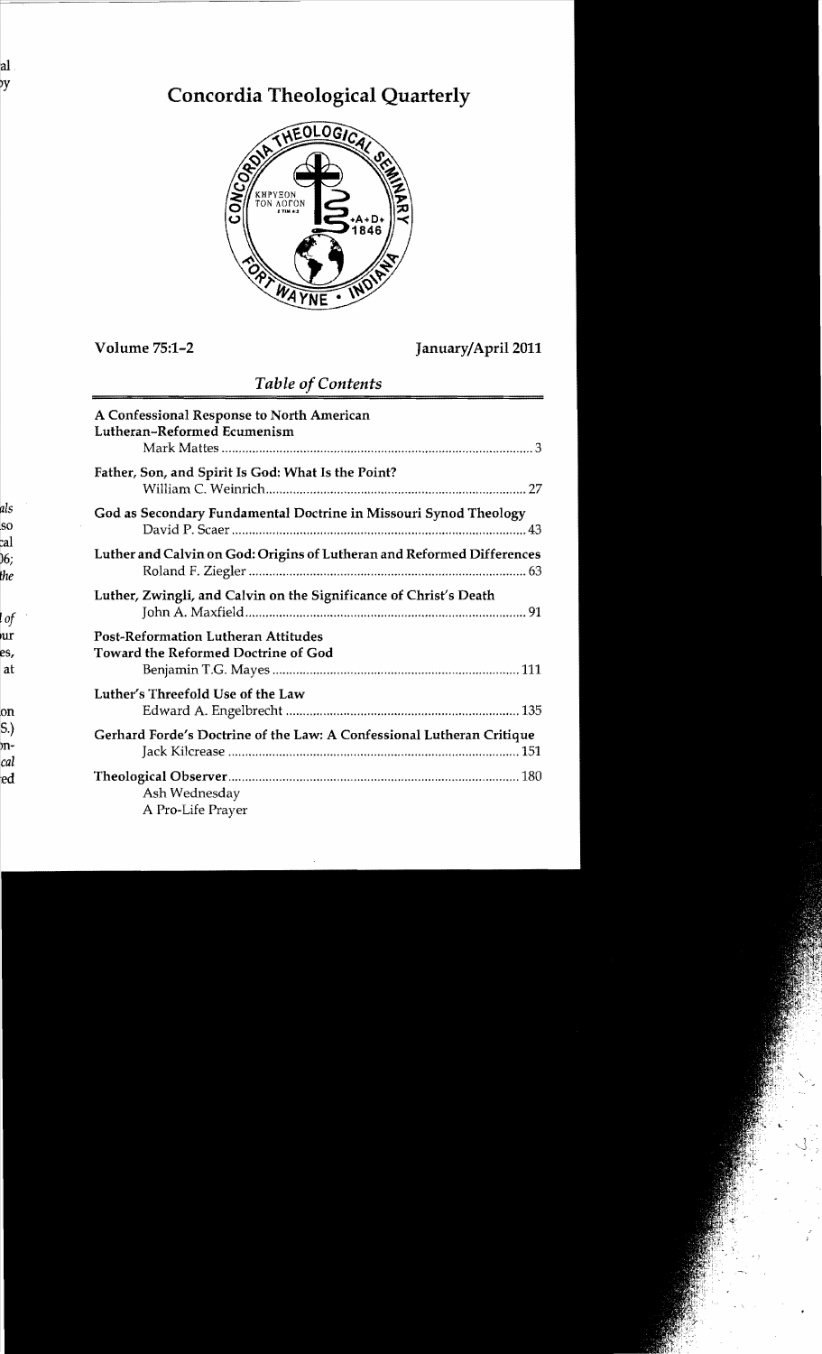# Concordia Theological Quarterly

Volume 75:1–2 January/April 2011

## *Table of Contents*

A Confessional Response to North American Lutheran–Reformed Ecumenism
Mark Mattes ... 3

Father, Son, and Spirit Is God: What Is the Point?
William C. Weinrich ... 27

God as Secondary Fundamental Doctrine in Missouri Synod Theology
David P. Scaer ... 43

Luther and Calvin on God: Origins of Lutheran and Reformed Differences
Roland F. Ziegler ... 63

Luther, Zwingli, and Calvin on the Significance of Christ's Death
John A. Maxfield ... 91

Post-Reformation Lutheran Attitudes Toward the Reformed Doctrine of God
Benjamin T.G. Mayes ... 111

Luther's Threefold Use of the Law
Edward A. Engelbrecht ... 135

Gerhard Forde's Doctrine of the Law: A Confessional Lutheran Critique
Jack Kilcrease ... 151

Theological Observer ... 180
- Ash Wednesday
- A Pro-Life Prayer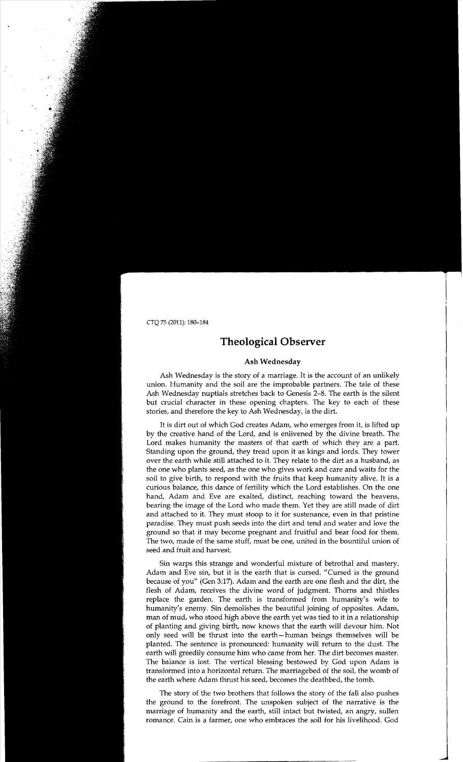# Theological Observer

## Ash Wednesday

Ash Wednesday is the story of a marriage. It is the account of an unlikely union. Humanity and the soil are the improbable partners. The tale of these Ash Wednesday nuptials stretches back to Genesis 2–8. The earth is the silent but crucial character in these opening chapters. The key to each of these stories, and therefore the key to Ash Wednesday, is the dirt.

It is dirt out of which God creates Adam, who emerges from it, is lifted up by the creative hand of the Lord, and is enlivened by the divine breath. The Lord makes humanity the masters of that earth of which they are a part. Standing upon the ground, they tread upon it as kings and lords. They tower over the earth while still attached to it. They relate to the dirt as a husband, as the one who plants seed, as the one who gives work and care and waits for the soil to give birth, to respond with the fruits that keep humanity alive. It is a curious balance, this dance of fertility which the Lord establishes. On the one hand, Adam and Eve are exalted, distinct, reaching toward the heavens, bearing the image of the Lord who made them. Yet they are still made of dirt and attached to it. They must stoop to it for sustenance, even in that pristine paradise. They must push seeds into the dirt and tend and water and love the ground so that it may become pregnant and fruitful and bear food for them. The two, made of the same stuff, must be one, united in the bountiful union of seed and fruit and harvest.

Sin warps this strange and wonderful mixture of betrothal and mastery. Adam and Eve sin, but it is the earth that is cursed. "Cursed is the ground because of you" (Gen 3:17). Adam and the earth are one flesh and the dirt, the flesh of Adam, receives the divine word of judgment. Thorns and thistles replace the garden. The earth is transformed from humanity's wife to humanity's enemy. Sin demolishes the beautiful joining of opposites. Adam, man of mud, who stood high above the earth yet was tied to it in a relationship of planting and giving birth, now knows that the earth will devour him. Not only seed will be thrust into the earth—human beings themselves will be planted. The sentence is pronounced: humanity will return to the dust. The earth will greedily consume him who came from her. The dirt becomes master. The balance is lost. The vertical blessing bestowed by God upon Adam is transformed into a horizontal return. The marriagebed of the soil, the womb of the earth where Adam thrust his seed, becomes the deathbed, the tomb.

The story of the two brothers that follows the story of the fall also pushes the ground to the forefront. The unspoken subject of the narrative is the marriage of humanity and the earth, still intact but twisted, an angry, sullen romance. Cain is a farmer, one who embraces the soil for his livelihood. God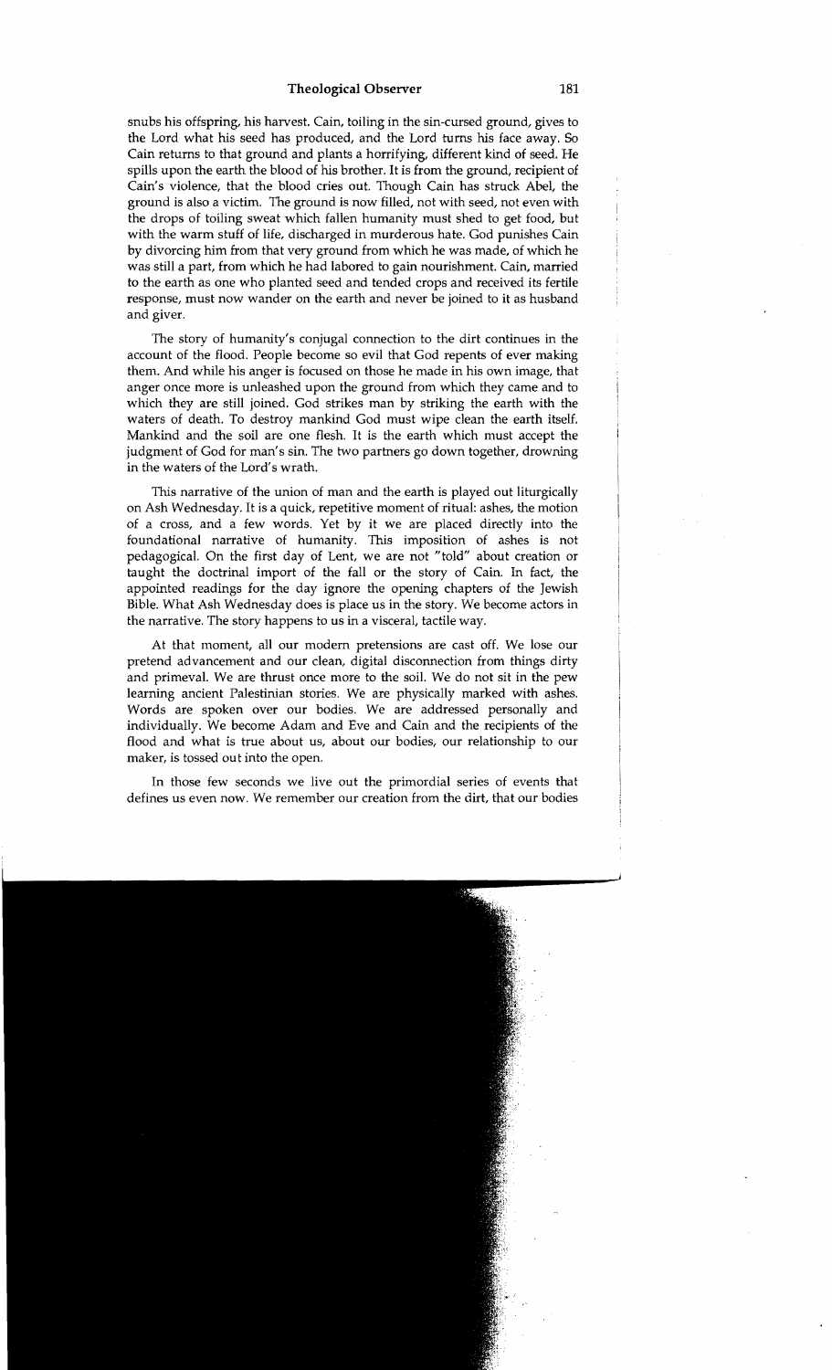snubs his offspring, his harvest. Cain, toiling in the sin-cursed ground, gives to the Lord what his seed has produced, and the Lord turns his face away. So Cain returns to that ground and plants a horrifying, different kind of seed. He spills upon the earth the blood of his brother. It is from the ground, recipient of Cain's violence, that the blood cries out. Though Cain has struck Abel, the ground is also a victim. The ground is now filled, not with seed, not even with the drops of toiling sweat which fallen humanity must shed to get food, but with the warm stuff of life, discharged in murderous hate. God punishes Cain by divorcing him from that very ground from which he was made, of which he was still a part, from which he had labored to gain nourishment. Cain, married to the earth as one who planted seed and tended crops and received its fertile response, must now wander on the earth and never be joined to it as husband and giver.

The story of humanity's conjugal connection to the dirt continues in the account of the flood. People become so evil that God repents of ever making them. And while his anger is focused on those he made in his own image, that anger once more is unleashed upon the ground from which they came and to which they are still joined. God strikes man by striking the earth with the waters of death. To destroy mankind God must wipe clean the earth itself. Mankind and the soil are one flesh. It is the earth which must accept the judgment of God for man's sin. The two partners go down together, drowning in the waters of the Lord's wrath.

This narrative of the union of man and the earth is played out liturgically on Ash Wednesday. It is a quick, repetitive moment of ritual: ashes, the motion of a cross, and a few words. Yet by it we are placed directly into the foundational narrative of humanity. This imposition of ashes is not pedagogical. On the first day of Lent, we are not "told" about creation or taught the doctrinal import of the fall or the story of Cain. In fact, the appointed readings for the day ignore the opening chapters of the Jewish Bible. What Ash Wednesday does is place us in the story. We become actors in the narrative. The story happens to us in a visceral, tactile way.

At that moment, all our modern pretensions are cast off. We lose our pretend advancement and our clean, digital disconnection from things dirty and primeval. We are thrust once more to the soil. We do not sit in the pew learning ancient Palestinian stories. We are physically marked with ashes. Words are spoken over our bodies. We are addressed personally and individually. We become Adam and Eve and Cain and the recipients of the flood and what is true about us, about our bodies, our relationship to our maker, is tossed out into the open.

In those few seconds we live out the primordial series of events that defines us even now. We remember our creation from the dirt, that our bodies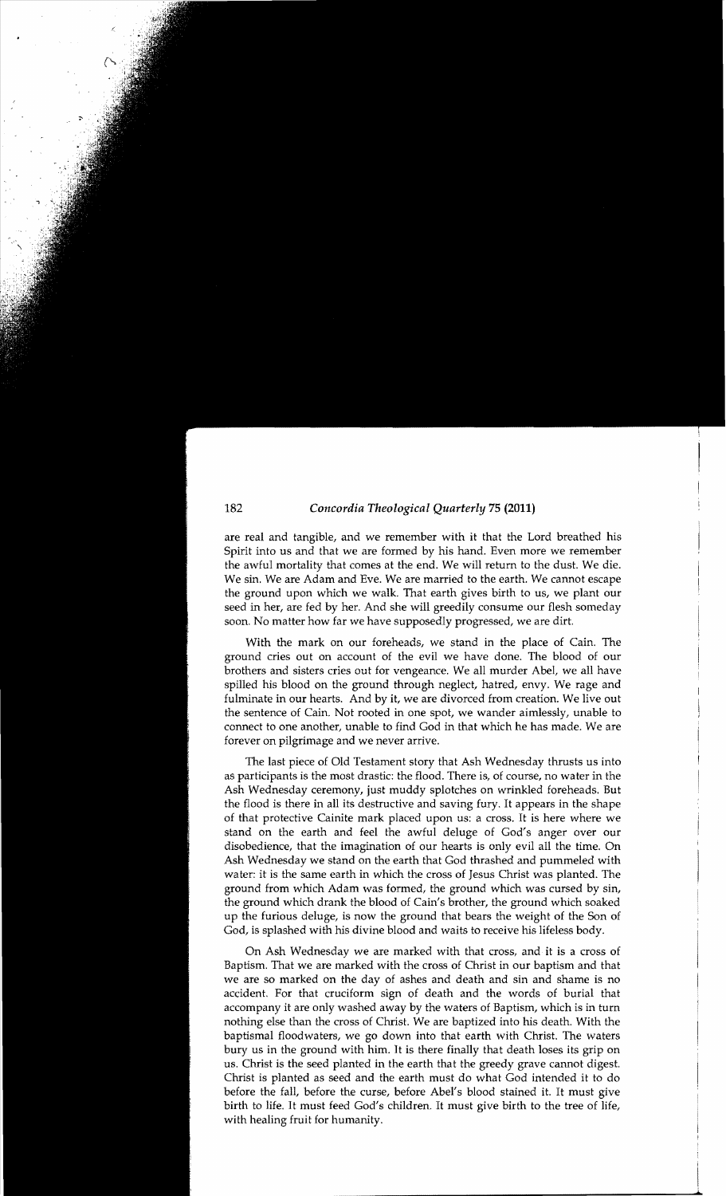are real and tangible, and we remember with it that the Lord breathed his Spirit into us and that we are formed by his hand. Even more we remember the awful mortality that comes at the end. We will return to the dust. We die. We sin. We are Adam and Eve. We are married to the earth. We cannot escape the ground upon which we walk. That earth gives birth to us, we plant our seed in her, are fed by her. And she will greedily consume our flesh someday soon. No matter how far we have supposedly progressed, we are dirt.

With the mark on our foreheads, we stand in the place of Cain. The ground cries out on account of the evil we have done. The blood of our brothers and sisters cries out for vengeance. We all murder Abel, we all have spilled his blood on the ground through neglect, hatred, envy. We rage and fulminate in our hearts. And by it, we are divorced from creation. We live out the sentence of Cain. Not rooted in one spot, we wander aimlessly, unable to connect to one another, unable to find God in that which he has made. We are forever on pilgrimage and we never arrive.

The last piece of Old Testament story that Ash Wednesday thrusts us into as participants is the most drastic: the flood. There is, of course, no water in the Ash Wednesday ceremony, just muddy splotches on wrinkled foreheads. But the flood is there in all its destructive and saving fury. It appears in the shape of that protective Cainite mark placed upon us: a cross. It is here where we stand on the earth and feel the awful deluge of God's anger over our disobedience, that the imagination of our hearts is only evil all the time. On Ash Wednesday we stand on the earth that God thrashed and pummeled with water: it is the same earth in which the cross of Jesus Christ was planted. The ground from which Adam was formed, the ground which was cursed by sin, the ground which drank the blood of Cain's brother, the ground which soaked up the furious deluge, is now the ground that bears the weight of the Son of God, is splashed with his divine blood and waits to receive his lifeless body.

On Ash Wednesday we are marked with that cross, and it is a cross of Baptism. That we are marked with the cross of Christ in our baptism and that we are so marked on the day of ashes and death and sin and shame is no accident. For that cruciform sign of death and the words of burial that accompany it are only washed away by the waters of Baptism, which is in turn nothing else than the cross of Christ. We are baptized into his death. With the baptismal floodwaters, we go down into that earth with Christ. The waters bury us in the ground with him. It is there finally that death loses its grip on us. Christ is the seed planted in the earth that the greedy grave cannot digest. Christ is planted as seed and the earth must do what God intended it to do before the fall, before the curse, before Abel's blood stained it. It must give birth to life. It must feed God's children. It must give birth to the tree of life, with healing fruit for humanity.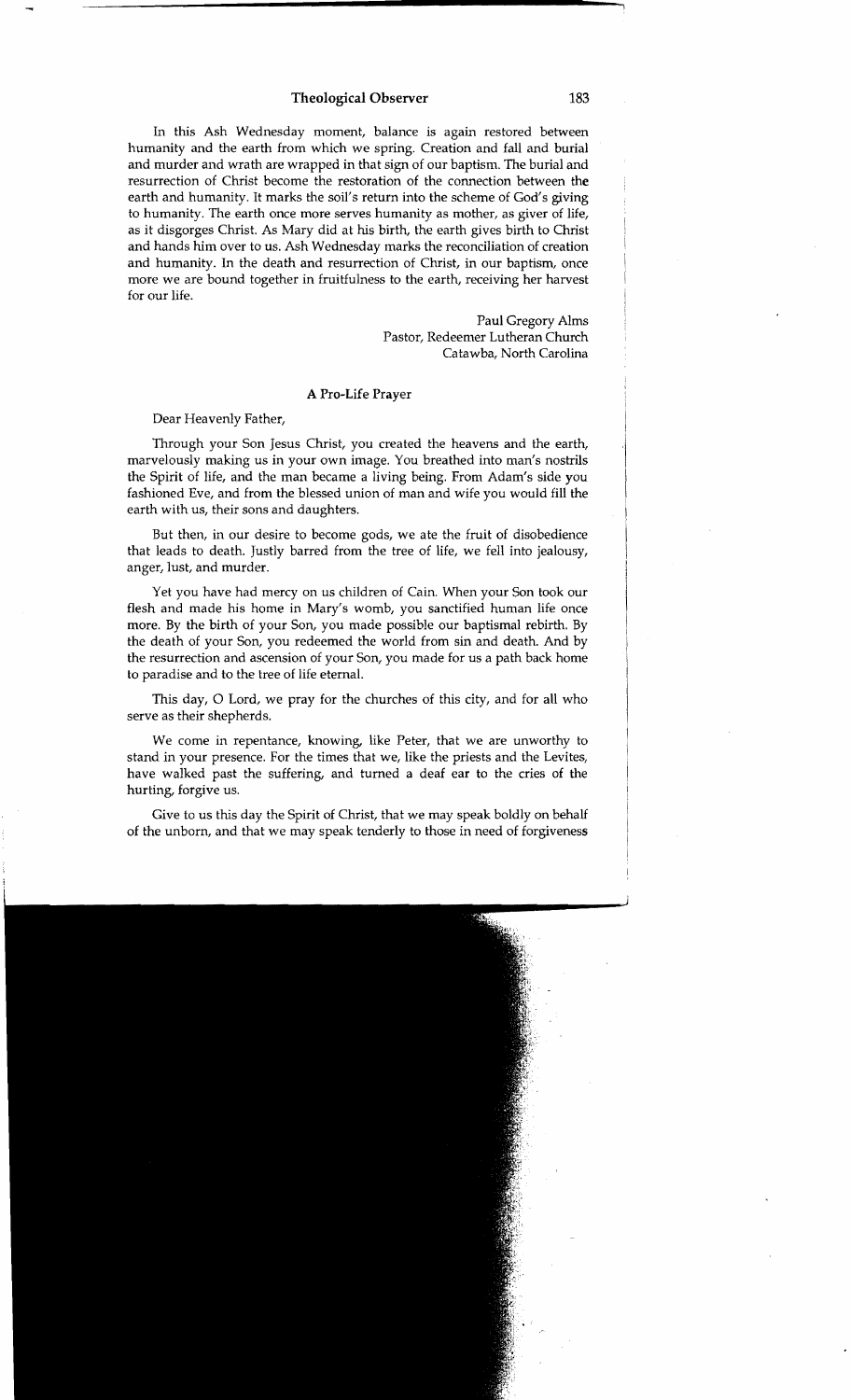In this Ash Wednesday moment, balance is again restored between humanity and the earth from which we spring. Creation and fall and burial and murder and wrath are wrapped in that sign of our baptism. The burial and resurrection of Christ become the restoration of the connection between the earth and humanity. It marks the soil's return into the scheme of God's giving to humanity. The earth once more serves humanity as mother, as giver of life, as it disgorges Christ. As Mary did at his birth, the earth gives birth to Christ and hands him over to us. Ash Wednesday marks the reconciliation of creation and humanity. In the death and resurrection of Christ, in our baptism, once more we are bound together in fruitfulness to the earth, receiving her harvest for our life.

Paul Gregory Alms
Pastor, Redeemer Lutheran Church
Catawba, North Carolina

## A Pro-Life Prayer

Dear Heavenly Father,

Through your Son Jesus Christ, you created the heavens and the earth, marvelously making us in your own image. You breathed into man's nostrils the Spirit of life, and the man became a living being. From Adam's side you fashioned Eve, and from the blessed union of man and wife you would fill the earth with us, their sons and daughters.

But then, in our desire to become gods, we ate the fruit of disobedience that leads to death. Justly barred from the tree of life, we fell into jealousy, anger, lust, and murder.

Yet you have had mercy on us children of Cain. When your Son took our flesh and made his home in Mary's womb, you sanctified human life once more. By the birth of your Son, you made possible our baptismal rebirth. By the death of your Son, you redeemed the world from sin and death. And by the resurrection and ascension of your Son, you made for us a path back home to paradise and to the tree of life eternal.

This day, O Lord, we pray for the churches of this city, and for all who serve as their shepherds.

We come in repentance, knowing, like Peter, that we are unworthy to stand in your presence. For the times that we, like the priests and the Levites, have walked past the suffering, and turned a deaf ear to the cries of the hurting, forgive us.

Give to us this day the Spirit of Christ, that we may speak boldly on behalf of the unborn, and that we may speak tenderly to those in need of forgiveness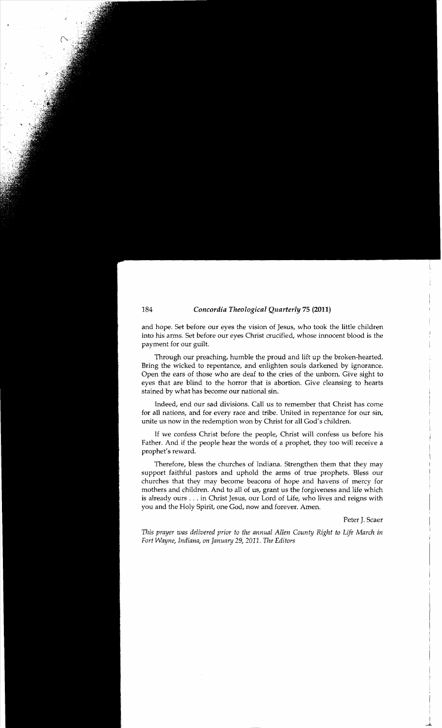and hope. Set before our eyes the vision of Jesus, who took the little children into his arms. Set before our eyes Christ crucified, whose innocent blood is the payment for our guilt.

Through our preaching, humble the proud and lift up the broken-hearted. Bring the wicked to repentance, and enlighten souls darkened by ignorance. Open the ears of those who are deaf to the cries of the unborn. Give sight to eyes that are blind to the horror that is abortion. Give cleansing to hearts stained by what has become our national sin.

Indeed, end our sad divisions. Call us to remember that Christ has come for all nations, and for every race and tribe. United in repentance for our sin, unite us now in the redemption won by Christ for all God's children.

If we confess Christ before the people, Christ will confess us before his Father. And if the people hear the words of a prophet, they too will receive a prophet's reward.

Therefore, bless the churches of Indiana. Strengthen them that they may support faithful pastors and uphold the arms of true prophets. Bless our churches that they may become beacons of hope and havens of mercy for mothers and children. And to all of us, grant us the forgiveness and life which is already ours . . . in Christ Jesus, our Lord of Life, who lives and reigns with you and the Holy Spirit, one God, now and forever. Amen.

Peter J. Scaer

*This prayer was delivered prior to the annual Allen County Right to Life March in Fort Wayne, Indiana, on January 29, 2011. The Editors*